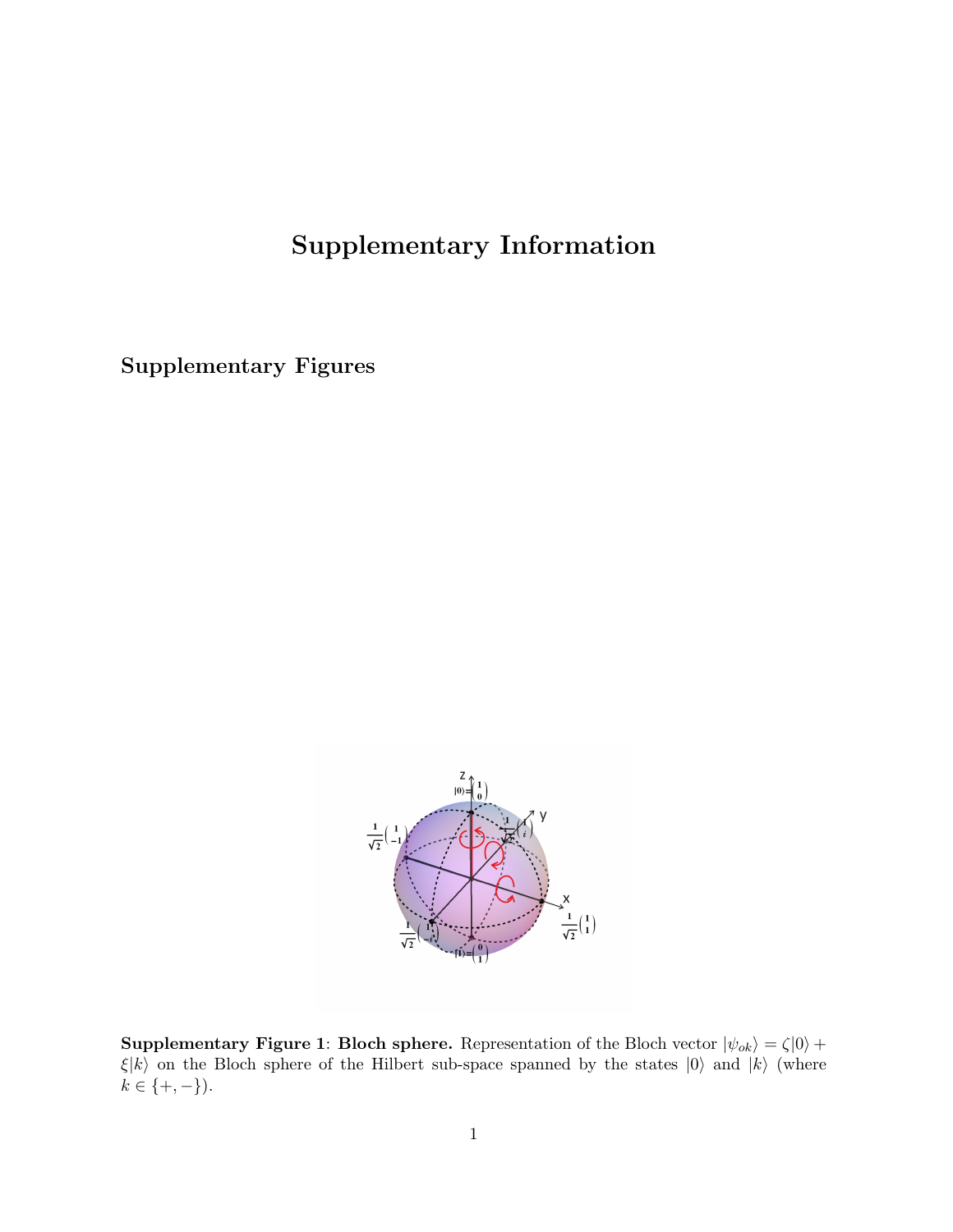# Supplementary Information

## Supplementary Figures

**Supplementary Figure 1**: **Bloch sphere.** Representation of the Bloch vector $|\psi_{ok}\rangle = \zeta|0\rangle + \xi|k\rangle$ on the Bloch sphere of the Hilbert sub-space spanned by the states $|0\rangle$ and $|k\rangle$ (where $k \in \{+, -\}$).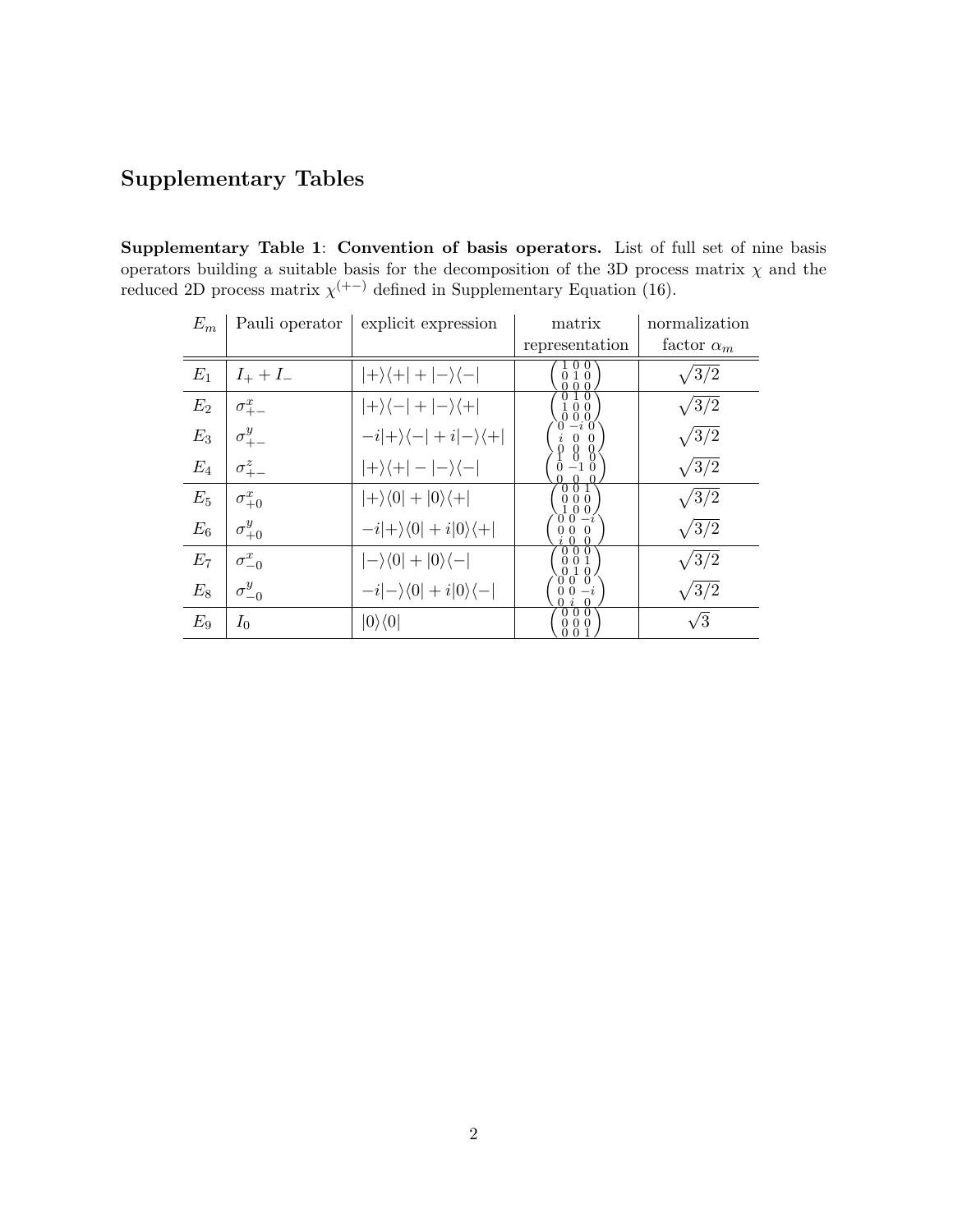# Supplementary Tables

**Supplementary Table 1**: **Convention of basis operators.** List of full set of nine basis operators building a suitable basis for the decomposition of the 3D process matrix $\chi$ and the reduced 2D process matrix $\chi^{(+-)}$ defined in Supplementary Equation (16).

| $E_m$ | Pauli operator | explicit expression | matrix representation | normalization factor $\alpha_m$ |
|---|---|---|---|---|
| $E_1$ | $I_+ + I_-$ | $\|+\rangle\langle+\| + \|-\rangle\langle-\|$ | $\begin{pmatrix} 1 & 0 & 0 \\ 0 & 1 & 0 \\ 0 & 0 & 0 \end{pmatrix}$ | $\sqrt{3/2}$ |
| $E_2$ | $\sigma^x_{+-}$ | $\|+\rangle\langle-\| + \|-\rangle\langle+\|$ | $\begin{pmatrix} 0 & 1 & 0 \\ 1 & 0 & 0 \\ 0 & 0 & 0 \end{pmatrix}$ | $\sqrt{3/2}$ |
| $E_3$ | $\sigma^y_{+-}$ | $-i\|+\rangle\langle-\| + i\|-\rangle\langle+\|$ | $\begin{pmatrix} 0 & -i & 0 \\ i & 0 & 0 \\ 0 & 0 & 0 \end{pmatrix}$ | $\sqrt{3/2}$ |
| $E_4$ | $\sigma^z_{+-}$ | $\|+\rangle\langle+\| - \|-\rangle\langle-\|$ | $\begin{pmatrix} 1 & 0 & 0 \\ 0 & -1 & 0 \\ 0 & 0 & 0 \end{pmatrix}$ | $\sqrt{3/2}$ |
| $E_5$ | $\sigma^x_{+0}$ | $\|+\rangle\langle 0\| + \|0\rangle\langle+\|$ | $\begin{pmatrix} 0 & 0 & 1 \\ 0 & 0 & 0 \\ 1 & 0 & 0 \end{pmatrix}$ | $\sqrt{3/2}$ |
| $E_6$ | $\sigma^y_{+0}$ | $-i\|+\rangle\langle 0\| + i\|0\rangle\langle+\|$ | $\begin{pmatrix} 0 & 0 & -i \\ 0 & 0 & 0 \\ i & 0 & 0 \end{pmatrix}$ | $\sqrt{3/2}$ |
| $E_7$ | $\sigma^x_{-0}$ | $\|-\rangle\langle 0\| + \|0\rangle\langle-\|$ | $\begin{pmatrix} 0 & 0 & 0 \\ 0 & 0 & 1 \\ 0 & 1 & 0 \end{pmatrix}$ | $\sqrt{3/2}$ |
| $E_8$ | $\sigma^y_{-0}$ | $-i\|-\rangle\langle 0\| + i\|0\rangle\langle-\|$ | $\begin{pmatrix} 0 & 0 & 0 \\ 0 & 0 & -i \\ 0 & i & 0 \end{pmatrix}$ | $\sqrt{3/2}$ |
| $E_9$ | $I_0$ | $\|0\rangle\langle 0\|$ | $\begin{pmatrix} 0 & 0 & 0 \\ 0 & 0 & 0 \\ 0 & 0 & 1 \end{pmatrix}$ | $\sqrt{3}$ |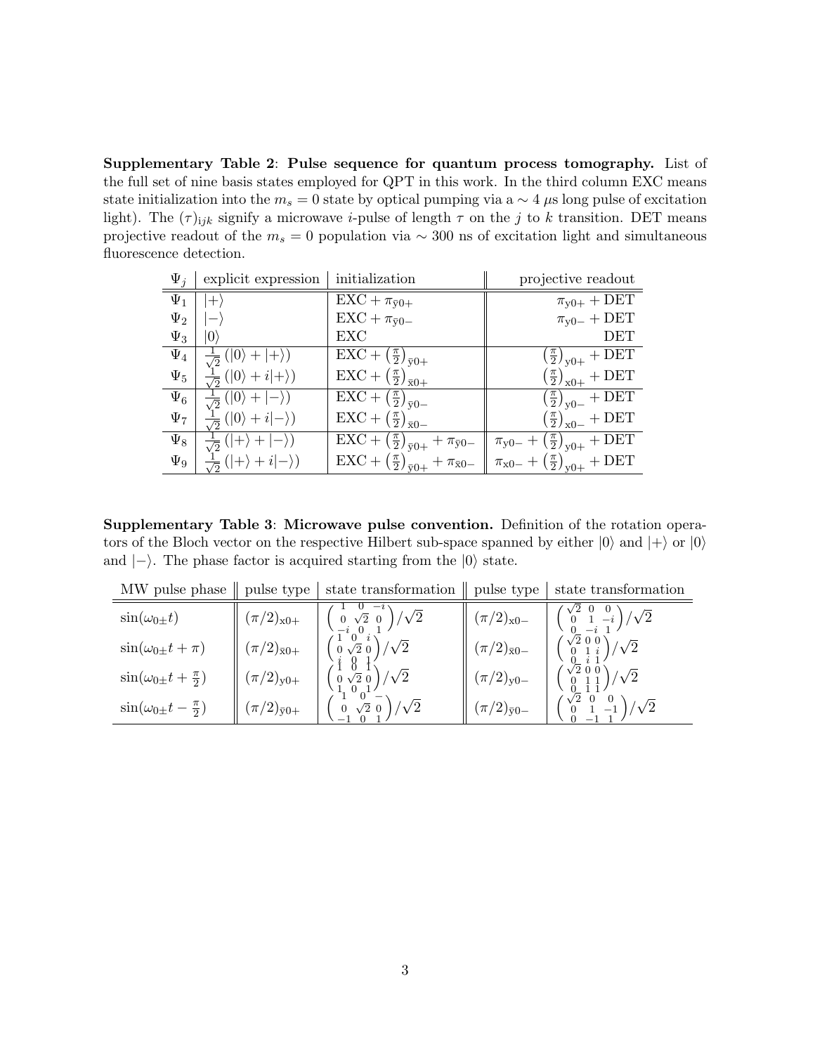**Supplementary Table 2**: **Pulse sequence for quantum process tomography.** List of the full set of nine basis states employed for QPT in this work. In the third column EXC means state initialization into the $m_s = 0$ state by optical pumping via a $\sim 4$ $\mu$s long pulse of excitation light). The $(\tau)_{ijk}$ signify a microwave $i$-pulse of length $\tau$ on the $j$ to $k$ transition. DET means projective readout of the $m_s = 0$ population via $\sim 300$ ns of excitation light and simultaneous fluorescence detection.

| $\Psi_j$ | explicit expression | initialization | projective readout |
|---|---|---|---|
| $\Psi_1$ | $\|+\rangle$ | EXC + $\pi_{\bar{y}0+}$ | $\pi_{y0+}$ + DET |
| $\Psi_2$ | $\|-\rangle$ | EXC + $\pi_{\bar{y}0-}$ | $\pi_{y0-}$ + DET |
| $\Psi_3$ | $\|0\rangle$ | EXC | DET |
| $\Psi_4$ | $\frac{1}{\sqrt{2}}(\|0\rangle + \|+\rangle)$ | EXC + $\left(\frac{\pi}{2}\right)_{\bar{y}0+}$ | $\left(\frac{\pi}{2}\right)_{y0+}$ + DET |
| $\Psi_5$ | $\frac{1}{\sqrt{2}}(\|0\rangle + i\|+\rangle)$ | EXC + $\left(\frac{\pi}{2}\right)_{\bar{x}0+}$ | $\left(\frac{\pi}{2}\right)_{x0+}$ + DET |
| $\Psi_6$ | $\frac{1}{\sqrt{2}}(\|0\rangle + \|-\rangle)$ | EXC + $\left(\frac{\pi}{2}\right)_{\bar{y}0-}$ | $\left(\frac{\pi}{2}\right)_{y0-}$ + DET |
| $\Psi_7$ | $\frac{1}{\sqrt{2}}(\|0\rangle + i\|-\rangle)$ | EXC + $\left(\frac{\pi}{2}\right)_{\bar{x}0-}$ | $\left(\frac{\pi}{2}\right)_{x0-}$ + DET |
| $\Psi_8$ | $\frac{1}{\sqrt{2}}(\|+\rangle + \|-\rangle)$ | EXC + $\left(\frac{\pi}{2}\right)_{\bar{y}0+}$ + $\pi_{\bar{y}0-}$ | $\pi_{y0-}$ + $\left(\frac{\pi}{2}\right)_{y0+}$ + DET |
| $\Psi_9$ | $\frac{1}{\sqrt{2}}(\|+\rangle + i\|-\rangle)$ | EXC + $\left(\frac{\pi}{2}\right)_{\bar{y}0+}$ + $\pi_{\bar{x}0-}$ | $\pi_{x0-}$ + $\left(\frac{\pi}{2}\right)_{y0+}$ + DET |

**Supplementary Table 3**: **Microwave pulse convention.** Definition of the rotation operators of the Bloch vector on the respective Hilbert sub-space spanned by either $|0\rangle$ and $|+\rangle$ or $|0\rangle$ and $|-\rangle$. The phase factor is acquired starting from the $|0\rangle$ state.

| MW pulse phase | pulse type | state transformation | pulse type | state transformation |
|---|---|---|---|---|
| $\sin(\omega_{0\pm}t)$ | $(\pi/2)_{x0+}$ | $\begin{pmatrix} 1 & 0 & -i \\ 0 & \sqrt{2} & 0 \\ -i & 0 & 1 \end{pmatrix}/\sqrt{2}$ | $(\pi/2)_{x0-}$ | $\begin{pmatrix} \sqrt{2} & 0 & 0 \\ 0 & 1 & -i \\ 0 & -i & 1 \end{pmatrix}/\sqrt{2}$ |
| $\sin(\omega_{0\pm}t + \pi)$ | $(\pi/2)_{\bar{x}0+}$ | $\begin{pmatrix} 1 & 0 & i \\ 0 & \sqrt{2} & 0 \\ i & 0 & 1 \end{pmatrix}/\sqrt{2}$ | $(\pi/2)_{\bar{x}0-}$ | $\begin{pmatrix} \sqrt{2} & 0 & 0 \\ 0 & 1 & i \\ 0 & i & 1 \end{pmatrix}/\sqrt{2}$ |
| $\sin(\omega_{0\pm}t + \frac{\pi}{2})$ | $(\pi/2)_{y0+}$ | $\begin{pmatrix} 1 & 0 & 1 \\ 0 & \sqrt{2} & 0 \\ 1 & 0 & 1 \end{pmatrix}/\sqrt{2}$ | $(\pi/2)_{y0-}$ | $\begin{pmatrix} \sqrt{2} & 0 & 0 \\ 0 & 1 & 1 \\ 0 & 1 & 1 \end{pmatrix}/\sqrt{2}$ |
| $\sin(\omega_{0\pm}t - \frac{\pi}{2})$ | $(\pi/2)_{\bar{y}0+}$ | $\begin{pmatrix} 1 & 0 & - \\ 0 & \sqrt{2} & 0 \\ -1 & 0 & 1 \end{pmatrix}/\sqrt{2}$ | $(\pi/2)_{\bar{y}0-}$ | $\begin{pmatrix} \sqrt{2} & 0 & 0 \\ 0 & 1 & -1 \\ 0 & -1 & 1 \end{pmatrix}/\sqrt{2}$ |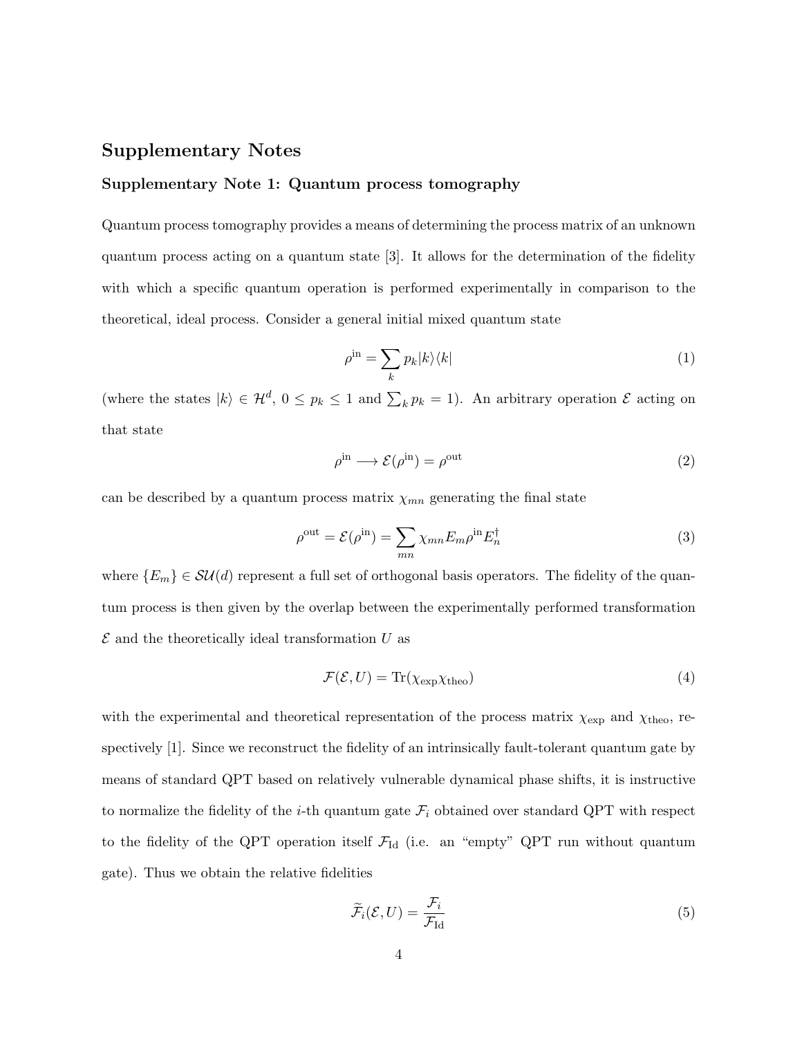## Supplementary Notes

### Supplementary Note 1: Quantum process tomography

Quantum process tomography provides a means of determining the process matrix of an unknown quantum process acting on a quantum state [3]. It allows for the determination of the fidelity with which a specific quantum operation is performed experimentally in comparison to the theoretical, ideal process. Consider a general initial mixed quantum state

$$\rho^{\text{in}} = \sum_k p_k |k\rangle\langle k| \tag{1}$$

(where the states $|k\rangle \in \mathcal{H}^d$, $0 \leq p_k \leq 1$ and $\sum_k p_k = 1$). An arbitrary operation $\mathcal{E}$ acting on that state

$$\rho^{\text{in}} \longrightarrow \mathcal{E}(\rho^{\text{in}}) = \rho^{\text{out}} \tag{2}$$

can be described by a quantum process matrix $\chi_{mn}$ generating the final state

$$\rho^{\text{out}} = \mathcal{E}(\rho^{\text{in}}) = \sum_{mn} \chi_{mn} E_m \rho^{\text{in}} E_n^\dagger \tag{3}$$

where $\{E_m\} \in \mathcal{SU}(d)$ represent a full set of orthogonal basis operators. The fidelity of the quantum process is then given by the overlap between the experimentally performed transformation $\mathcal{E}$ and the theoretically ideal transformation $U$ as

$$\mathcal{F}(\mathcal{E}, U) = \text{Tr}(\chi_{\text{exp}} \chi_{\text{theo}}) \tag{4}$$

with the experimental and theoretical representation of the process matrix $\chi_{\text{exp}}$ and $\chi_{\text{theo}}$, respectively [1]. Since we reconstruct the fidelity of an intrinsically fault-tolerant quantum gate by means of standard QPT based on relatively vulnerable dynamical phase shifts, it is instructive to normalize the fidelity of the $i$-th quantum gate $\mathcal{F}_i$ obtained over standard QPT with respect to the fidelity of the QPT operation itself $\mathcal{F}_{\text{Id}}$ (i.e. an "empty" QPT run without quantum gate). Thus we obtain the relative fidelities

$$\widetilde{\mathcal{F}}_i(\mathcal{E}, U) = \frac{\mathcal{F}_i}{\mathcal{F}_{\text{Id}}} \tag{5}$$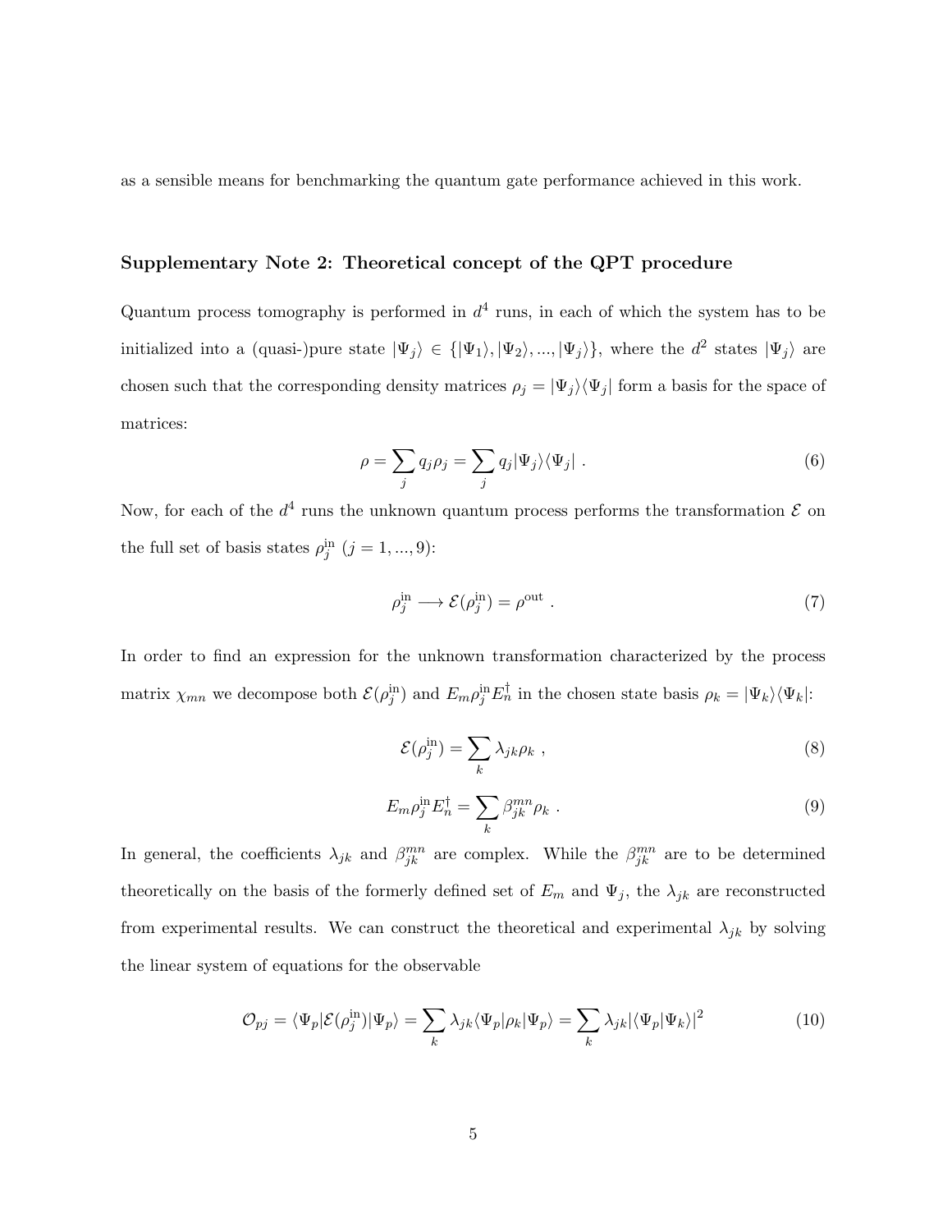as a sensible means for benchmarking the quantum gate performance achieved in this work.

### Supplementary Note 2: Theoretical concept of the QPT procedure

Quantum process tomography is performed in $d^4$ runs, in each of which the system has to be initialized into a (quasi-)pure state $|\Psi_j\rangle \in \{|\Psi_1\rangle, |\Psi_2\rangle, ..., |\Psi_j\rangle\}$, where the $d^2$ states $|\Psi_j\rangle$ are chosen such that the corresponding density matrices $\rho_j = |\Psi_j\rangle\langle\Psi_j|$ form a basis for the space of matrices:

$$\rho = \sum_j q_j \rho_j = \sum_j q_j |\Psi_j\rangle\langle\Psi_j| \ . \tag{6}$$

Now, for each of the $d^4$ runs the unknown quantum process performs the transformation $\mathcal{E}$ on the full set of basis states $\rho_j^{\mathrm{in}}$ ($j = 1, ..., 9$):

$$\rho_j^{\mathrm{in}} \longrightarrow \mathcal{E}(\rho_j^{\mathrm{in}}) = \rho^{\mathrm{out}} \ . \tag{7}$$

In order to find an expression for the unknown transformation characterized by the process matrix $\chi_{mn}$ we decompose both $\mathcal{E}(\rho_j^{\mathrm{in}})$ and $E_m \rho_j^{\mathrm{in}} E_n^\dagger$ in the chosen state basis $\rho_k = |\Psi_k\rangle\langle\Psi_k|$:

$$\mathcal{E}(\rho_j^{\mathrm{in}}) = \sum_k \lambda_{jk} \rho_k \ , \tag{8}$$

$$E_m \rho_j^{\mathrm{in}} E_n^\dagger = \sum_k \beta_{jk}^{mn} \rho_k \ . \tag{9}$$

In general, the coefficients $\lambda_{jk}$ and $\beta_{jk}^{mn}$ are complex. While the $\beta_{jk}^{mn}$ are to be determined theoretically on the basis of the formerly defined set of $E_m$ and $\Psi_j$, the $\lambda_{jk}$ are reconstructed from experimental results. We can construct the theoretical and experimental $\lambda_{jk}$ by solving the linear system of equations for the observable

$$\mathcal{O}_{pj} = \langle\Psi_p|\mathcal{E}(\rho_j^{\mathrm{in}})|\Psi_p\rangle = \sum_k \lambda_{jk} \langle\Psi_p|\rho_k|\Psi_p\rangle = \sum_k \lambda_{jk} |\langle\Psi_p|\Psi_k\rangle|^2 \tag{10}$$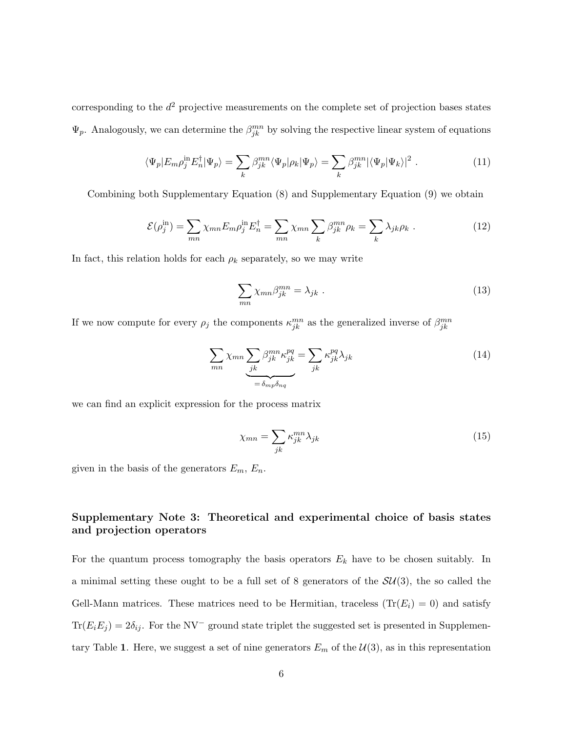corresponding to the $d^2$ projective measurements on the complete set of projection bases states $\Psi_p$. Analogously, we can determine the $\beta_{jk}^{mn}$ by solving the respective linear system of equations

$$\langle \Psi_p | E_m \rho_j^{\text{in}} E_n^\dagger | \Psi_p \rangle = \sum_k \beta_{jk}^{mn} \langle \Psi_p | \rho_k | \Psi_p \rangle = \sum_k \beta_{jk}^{mn} |\langle \Psi_p | \Psi_k \rangle|^2 \ . \tag{11}$$

Combining both Supplementary Equation (8) and Supplementary Equation (9) we obtain

$$\mathcal{E}(\rho_j^{\text{in}}) = \sum_{mn} \chi_{mn} E_m \rho_j^{\text{in}} E_n^\dagger = \sum_{mn} \chi_{mn} \sum_k \beta_{jk}^{mn} \rho_k = \sum_k \lambda_{jk} \rho_k \ . \tag{12}$$

In fact, this relation holds for each $\rho_k$ separately, so we may write

$$\sum_{mn} \chi_{mn} \beta_{jk}^{mn} = \lambda_{jk} \ . \tag{13}$$

If we now compute for every $\rho_j$ the components $\kappa_{jk}^{mn}$ as the generalized inverse of $\beta_{jk}^{mn}$

$$\sum_{mn} \chi_{mn} \underbrace{\sum_{jk} \beta_{jk}^{mn} \kappa_{jk}^{pq}}_{= \delta_{mp} \delta_{nq}} = \sum_{jk} \kappa_{jk}^{pq} \lambda_{jk} \tag{14}$$

we can find an explicit expression for the process matrix

$$\chi_{mn} = \sum_{jk} \kappa_{jk}^{mn} \lambda_{jk} \tag{15}$$

given in the basis of the generators $E_m$, $E_n$.

## Supplementary Note 3: Theoretical and experimental choice of basis states and projection operators

For the quantum process tomography the basis operators $E_k$ have to be chosen suitably. In a minimal setting these ought to be a full set of 8 generators of the $\mathcal{SU}(3)$, the so called the Gell-Mann matrices. These matrices need to be Hermitian, traceless ($\text{Tr}(E_i) = 0$) and satisfy $\text{Tr}(E_i E_j) = 2\delta_{ij}$. For the $\text{NV}^-$ ground state triplet the suggested set is presented in Supplementary Table **1**. Here, we suggest a set of nine generators $E_m$ of the $\mathcal{U}(3)$, as in this representation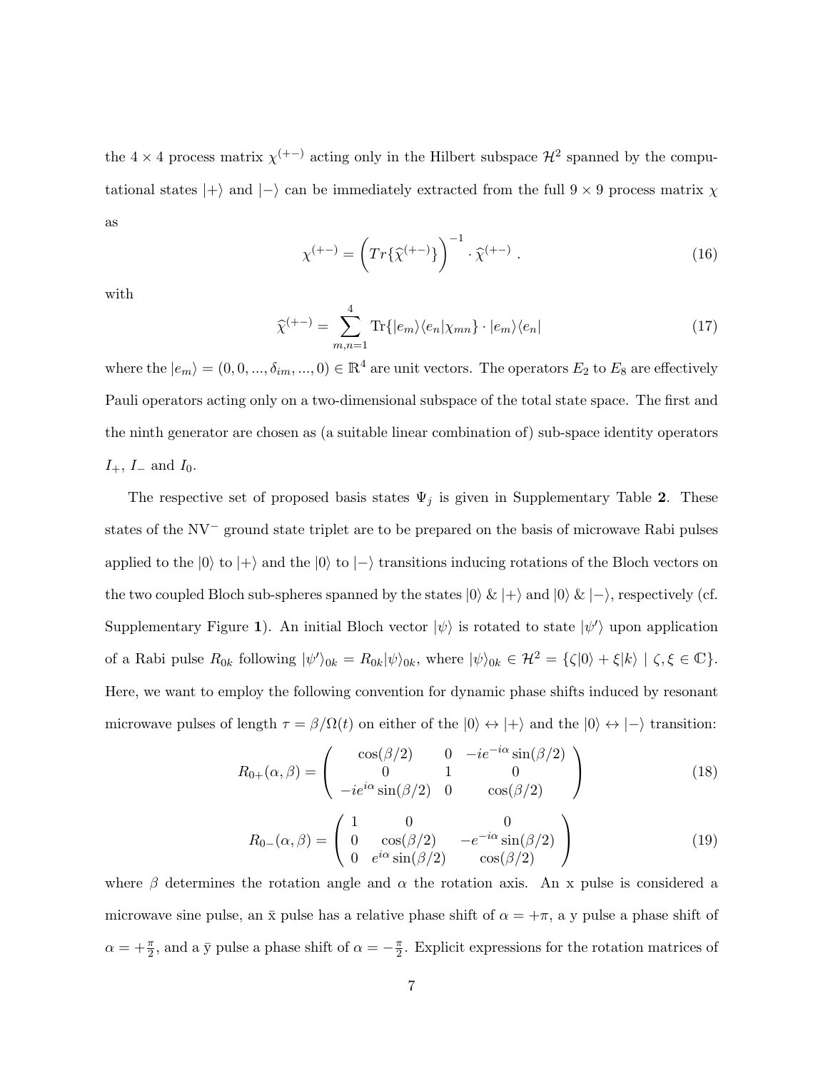the $4 \times 4$ process matrix $\chi^{(+-)}$ acting only in the Hilbert subspace $\mathcal{H}^2$ spanned by the computational states $|+\rangle$ and $|-\rangle$ can be immediately extracted from the full $9 \times 9$ process matrix $\chi$ as

$$\chi^{(+-)} = \left( Tr\{\widehat{\chi}^{(+-)}\} \right)^{-1} \cdot \widehat{\chi}^{(+-)} \,. \tag{16}$$

with

$$\widehat{\chi}^{(+-)} = \sum_{m,n=1}^{4} \mathrm{Tr}\{|e_m\rangle\langle e_n|\chi_{mn}\} \cdot |e_m\rangle\langle e_n| \tag{17}$$

where the $|e_m\rangle = (0, 0, ..., \delta_{im}, ..., 0) \in \mathbb{R}^4$ are unit vectors. The operators $E_2$ to $E_8$ are effectively Pauli operators acting only on a two-dimensional subspace of the total state space. The first and the ninth generator are chosen as (a suitable linear combination of) sub-space identity operators $I_+$, $I_-$ and $I_0$.

The respective set of proposed basis states $\Psi_j$ is given in Supplementary Table **2**. These states of the $\mathrm{NV}^-$ ground state triplet are to be prepared on the basis of microwave Rabi pulses applied to the $|0\rangle$ to $|+\rangle$ and the $|0\rangle$ to $|-\rangle$ transitions inducing rotations of the Bloch vectors on the two coupled Bloch sub-spheres spanned by the states $|0\rangle$ & $|+\rangle$ and $|0\rangle$ & $|-\rangle$, respectively (cf. Supplementary Figure **1**). An initial Bloch vector $|\psi\rangle$ is rotated to state $|\psi'\rangle$ upon application of a Rabi pulse $R_{0k}$ following $|\psi'\rangle_{0k} = R_{0k}|\psi\rangle_{0k}$, where $|\psi\rangle_{0k} \in \mathcal{H}^2 = \{\zeta|0\rangle + \xi|k\rangle \mid \zeta, \xi \in \mathbb{C}\}$. Here, we want to employ the following convention for dynamic phase shifts induced by resonant microwave pulses of length $\tau = \beta/\Omega(t)$ on either of the $|0\rangle \leftrightarrow |+\rangle$ and the $|0\rangle \leftrightarrow |-\rangle$ transition:

$$R_{0+}(\alpha, \beta) = \begin{pmatrix} \cos(\beta/2) & 0 & -ie^{-i\alpha}\sin(\beta/2) \\ 0 & 1 & 0 \\ -ie^{i\alpha}\sin(\beta/2) & 0 & \cos(\beta/2) \end{pmatrix} \tag{18}$$

$$R_{0-}(\alpha, \beta) = \begin{pmatrix} 1 & 0 & 0 \\ 0 & \cos(\beta/2) & -e^{-i\alpha}\sin(\beta/2) \\ 0 & e^{i\alpha}\sin(\beta/2) & \cos(\beta/2) \end{pmatrix} \tag{19}$$

where $\beta$ determines the rotation angle and $\alpha$ the rotation axis. An x pulse is considered a microwave sine pulse, an $\bar{\mathrm{x}}$ pulse has a relative phase shift of $\alpha = +\pi$, a y pulse a phase shift of $\alpha = +\frac{\pi}{2}$, and a $\bar{\mathrm{y}}$ pulse a phase shift of $\alpha = -\frac{\pi}{2}$. Explicit expressions for the rotation matrices of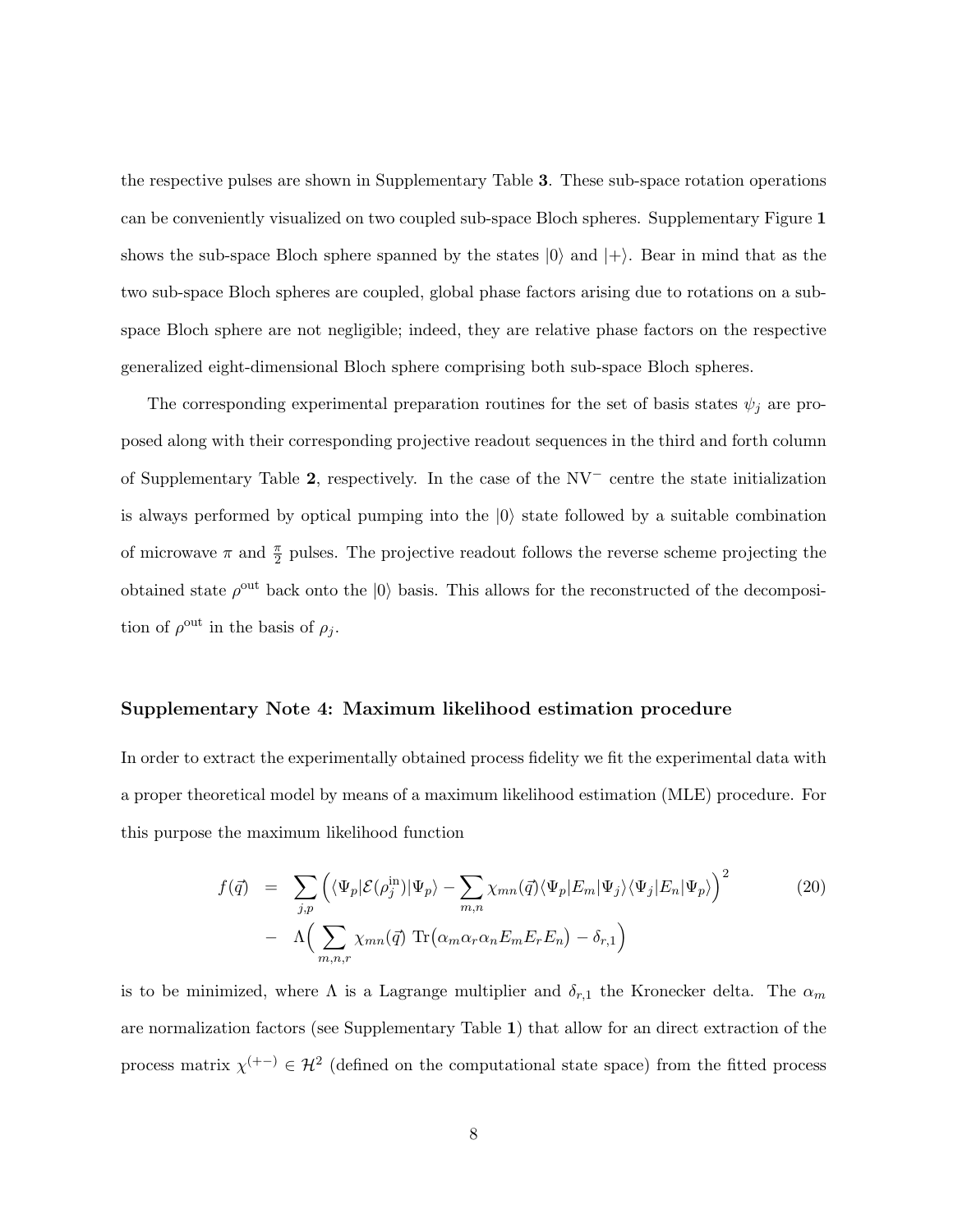the respective pulses are shown in Supplementary Table **3**. These sub-space rotation operations can be conveniently visualized on two coupled sub-space Bloch spheres. Supplementary Figure **1** shows the sub-space Bloch sphere spanned by the states $|0\rangle$ and $|+\rangle$. Bear in mind that as the two sub-space Bloch spheres are coupled, global phase factors arising due to rotations on a sub-space Bloch sphere are not negligible; indeed, they are relative phase factors on the respective generalized eight-dimensional Bloch sphere comprising both sub-space Bloch spheres.

The corresponding experimental preparation routines for the set of basis states $\psi_j$ are proposed along with their corresponding projective readout sequences in the third and forth column of Supplementary Table **2**, respectively. In the case of the $\mathrm{NV}^-$ centre the state initialization is always performed by optical pumping into the $|0\rangle$ state followed by a suitable combination of microwave $\pi$ and $\frac{\pi}{2}$ pulses. The projective readout follows the reverse scheme projecting the obtained state $\rho^{\mathrm{out}}$ back onto the $|0\rangle$ basis. This allows for the reconstructed of the decomposition of $\rho^{\mathrm{out}}$ in the basis of $\rho_j$.

### Supplementary Note 4: Maximum likelihood estimation procedure

In order to extract the experimentally obtained process fidelity we fit the experimental data with a proper theoretical model by means of a maximum likelihood estimation (MLE) procedure. For this purpose the maximum likelihood function

$$
\begin{aligned}
f(\vec{q}) \;&=\; \sum_{j,p} \Big( \langle \Psi_p | \mathcal{E}(\rho_j^{\mathrm{in}}) | \Psi_p \rangle - \sum_{m,n} \chi_{mn}(\vec{q}) \langle \Psi_p | E_m | \Psi_j \rangle \langle \Psi_j | E_n | \Psi_p \rangle \Big)^2 \\
&-\; \Lambda \Big( \sum_{m,n,r} \chi_{mn}(\vec{q}) \; \mathrm{Tr}\big( \alpha_m \alpha_r \alpha_n E_m E_r E_n \big) - \delta_{r,1} \Big)
\end{aligned} \tag{20}
$$

is to be minimized, where $\Lambda$ is a Lagrange multiplier and $\delta_{r,1}$ the Kronecker delta. The $\alpha_m$ are normalization factors (see Supplementary Table **1**) that allow for an direct extraction of the process matrix $\chi^{(+-)} \in \mathcal{H}^2$ (defined on the computational state space) from the fitted process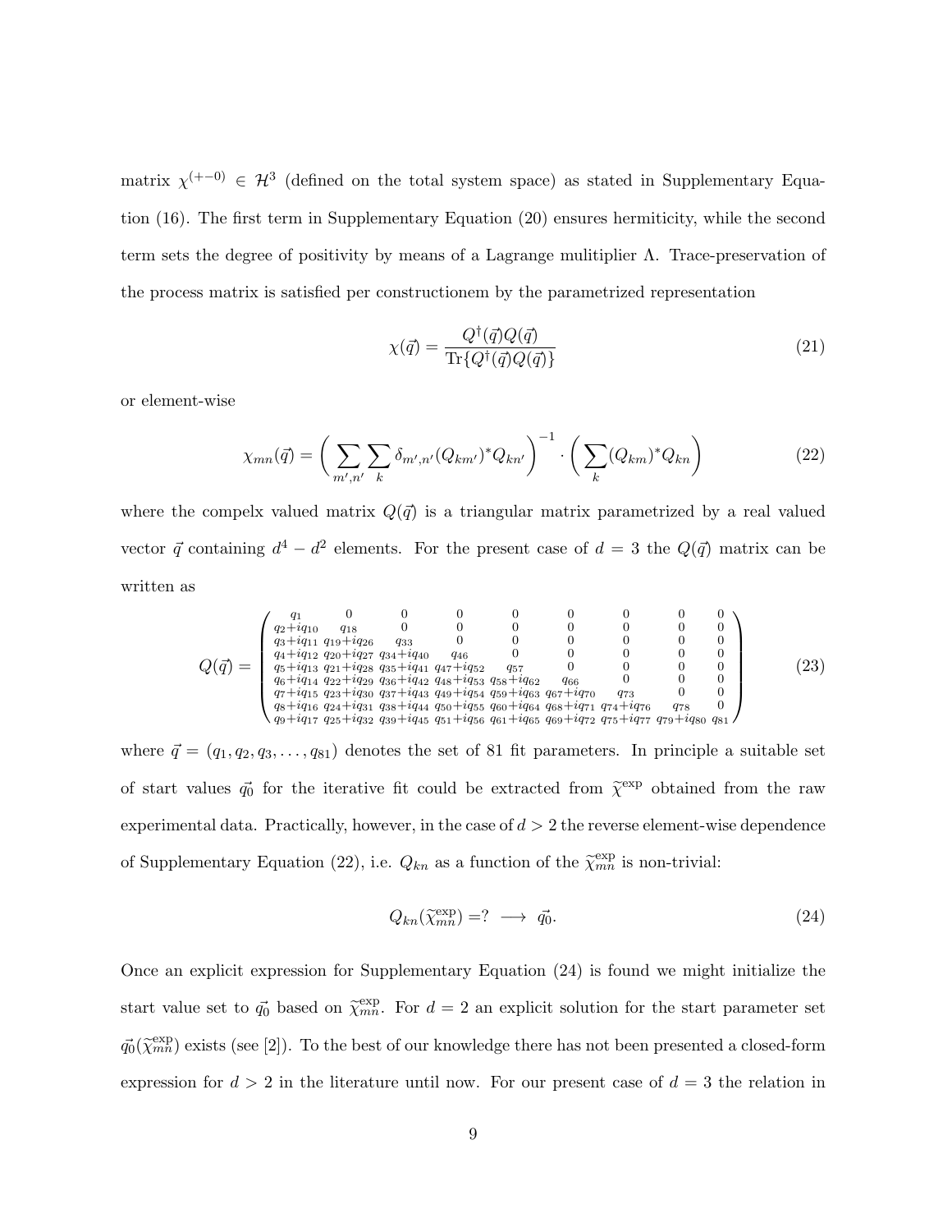matrix $\chi^{(+-0)} \in \mathcal{H}^3$ (defined on the total system space) as stated in Supplementary Equation (16). The first term in Supplementary Equation (20) ensures hermiticity, while the second term sets the degree of positivity by means of a Lagrange mulitiplier $\Lambda$. Trace-preservation of the process matrix is satisfied per constructionem by the parametrized representation

$$\chi(\vec{q}) = \frac{Q^\dagger(\vec{q})Q(\vec{q})}{\mathrm{Tr}\{Q^\dagger(\vec{q})Q(\vec{q})\}} \tag{21}$$

or element-wise

$$\chi_{mn}(\vec{q}) = \left( \sum_{m',n'} \sum_k \delta_{m',n'} (Q_{km'})^* Q_{kn'} \right)^{-1} \cdot \left( \sum_k (Q_{km})^* Q_{kn} \right) \tag{22}$$

where the compelx valued matrix $Q(\vec{q})$ is a triangular matrix parametrized by a real valued vector $\vec{q}$ containing $d^4 - d^2$ elements. For the present case of $d = 3$ the $Q(\vec{q})$ matrix can be written as

$$Q(\vec{q}) = \begin{pmatrix} q_1 & 0 & 0 & 0 & 0 & 0 & 0 & 0 & 0 \\ q_2+iq_{10} & q_{18} & 0 & 0 & 0 & 0 & 0 & 0 & 0 \\ q_3+iq_{11} & q_{19}+iq_{26} & q_{33} & 0 & 0 & 0 & 0 & 0 & 0 \\ q_4+iq_{12} & q_{20}+iq_{27} & q_{34}+iq_{40} & q_{46} & 0 & 0 & 0 & 0 & 0 \\ q_5+iq_{13} & q_{21}+iq_{28} & q_{35}+iq_{41} & q_{47}+iq_{52} & q_{57} & 0 & 0 & 0 & 0 \\ q_6+iq_{14} & q_{22}+iq_{29} & q_{36}+iq_{42} & q_{48}+iq_{53} & q_{58}+iq_{62} & q_{66} & 0 & 0 & 0 \\ q_7+iq_{15} & q_{23}+iq_{30} & q_{37}+iq_{43} & q_{49}+iq_{54} & q_{59}+iq_{63} & q_{67}+iq_{70} & q_{73} & 0 & 0 \\ q_8+iq_{16} & q_{24}+iq_{31} & q_{38}+iq_{44} & q_{50}+iq_{55} & q_{60}+iq_{64} & q_{68}+iq_{71} & q_{74}+iq_{76} & q_{78} & 0 \\ q_9+iq_{17} & q_{25}+iq_{32} & q_{39}+iq_{45} & q_{51}+iq_{56} & q_{61}+iq_{65} & q_{69}+iq_{72} & q_{75}+iq_{77} & q_{79}+iq_{80} & q_{81} \end{pmatrix} \tag{23}$$

where $\vec{q} = (q_1, q_2, q_3, \ldots, q_{81})$ denotes the set of 81 fit parameters. In principle a suitable set of start values $\vec{q_0}$ for the iterative fit could be extracted from $\widetilde{\chi}^{\mathrm{exp}}$ obtained from the raw experimental data. Practically, however, in the case of $d > 2$ the reverse element-wise dependence of Supplementary Equation (22), i.e. $Q_{kn}$ as a function of the $\widetilde{\chi}^{\mathrm{exp}}_{mn}$ is non-trivial:

$$Q_{kn}(\widetilde{\chi}^{\mathrm{exp}}_{mn}) = ? \longrightarrow \vec{q_0}. \tag{24}$$

Once an explicit expression for Supplementary Equation (24) is found we might initialize the start value set to $\vec{q_0}$ based on $\widetilde{\chi}^{\mathrm{exp}}_{mn}$. For $d = 2$ an explicit solution for the start parameter set $\vec{q_0}(\widetilde{\chi}^{\mathrm{exp}}_{mn})$ exists (see [2]). To the best of our knowledge there has not been presented a closed-form expression for $d > 2$ in the literature until now. For our present case of $d = 3$ the relation in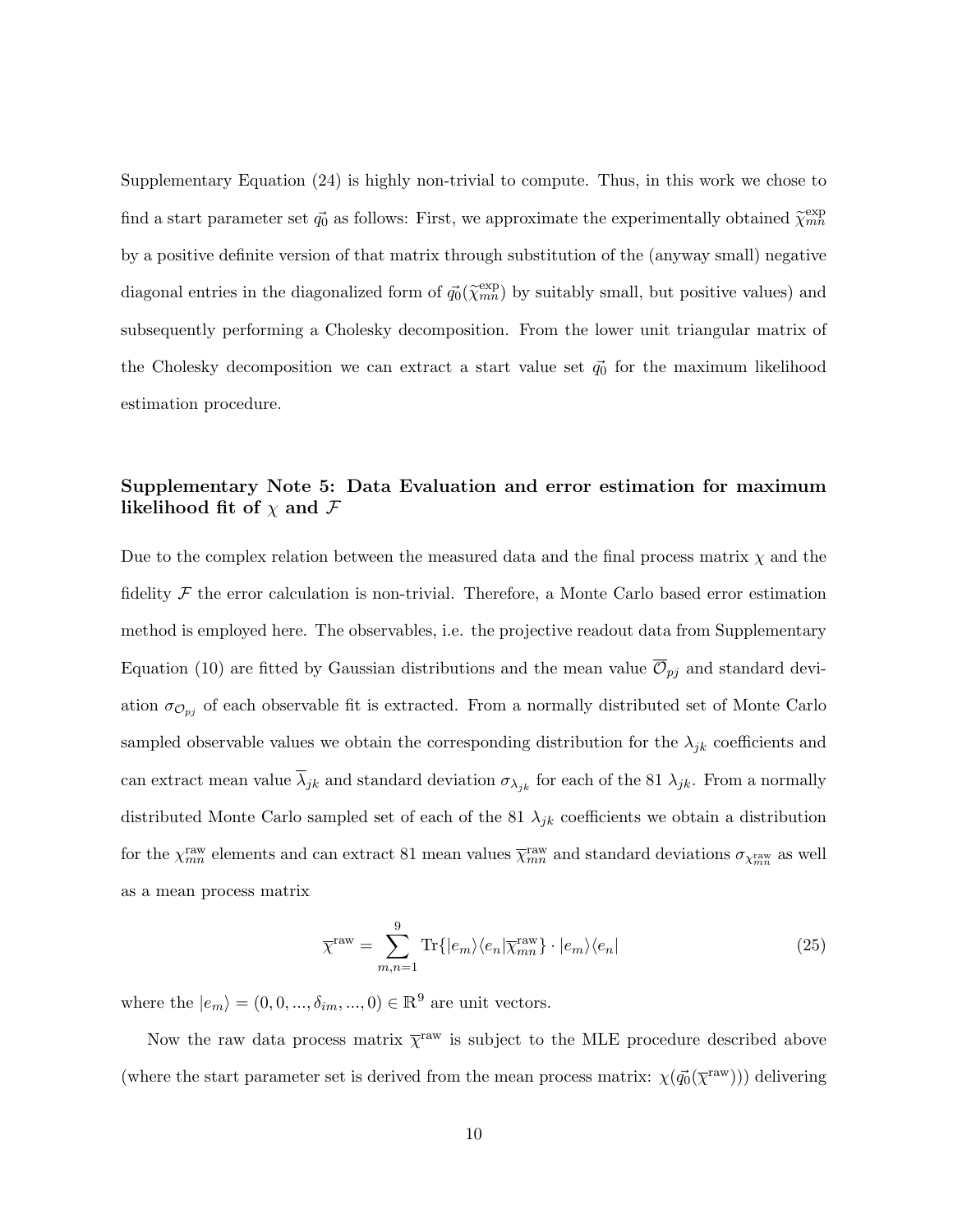Supplementary Equation (24) is highly non-trivial to compute. Thus, in this work we chose to find a start parameter set $\vec{q_0}$ as follows: First, we approximate the experimentally obtained $\widetilde{\chi}_{mn}^{\text{exp}}$ by a positive definite version of that matrix through substitution of the (anyway small) negative diagonal entries in the diagonalized form of $\vec{q_0}(\widetilde{\chi}_{mn}^{\text{exp}})$ by suitably small, but positive values) and subsequently performing a Cholesky decomposition. From the lower unit triangular matrix of the Cholesky decomposition we can extract a start value set $\vec{q_0}$ for the maximum likelihood estimation procedure.

### Supplementary Note 5: Data Evaluation and error estimation for maximum likelihood fit of $\chi$ and $\mathcal{F}$

Due to the complex relation between the measured data and the final process matrix $\chi$ and the fidelity $\mathcal{F}$ the error calculation is non-trivial. Therefore, a Monte Carlo based error estimation method is employed here. The observables, i.e. the projective readout data from Supplementary Equation (10) are fitted by Gaussian distributions and the mean value $\overline{\mathcal{O}}_{pj}$ and standard deviation $\sigma_{\mathcal{O}_{pj}}$ of each observable fit is extracted. From a normally distributed set of Monte Carlo sampled observable values we obtain the corresponding distribution for the $\lambda_{jk}$ coefficients and can extract mean value $\overline{\lambda}_{jk}$ and standard deviation $\sigma_{\lambda_{jk}}$ for each of the 81 $\lambda_{jk}$. From a normally distributed Monte Carlo sampled set of each of the 81 $\lambda_{jk}$ coefficients we obtain a distribution for the $\chi_{mn}^{\text{raw}}$ elements and can extract 81 mean values $\overline{\chi}_{mn}^{\text{raw}}$ and standard deviations $\sigma_{\chi_{mn}^{\text{raw}}}$ as well as a mean process matrix

$$\overline{\chi}^{\text{raw}} = \sum_{m,n=1}^{9} \text{Tr}\{|e_m\rangle\langle e_n|\overline{\chi}_{mn}^{\text{raw}}\} \cdot |e_m\rangle\langle e_n| \tag{25}$$

where the $|e_m\rangle = (0, 0, ..., \delta_{im}, ..., 0) \in \mathbb{R}^9$ are unit vectors.

Now the raw data process matrix $\overline{\chi}^{\text{raw}}$ is subject to the MLE procedure described above (where the start parameter set is derived from the mean process matrix: $\chi(\vec{q_0}(\overline{\chi}^{\text{raw}}))$) delivering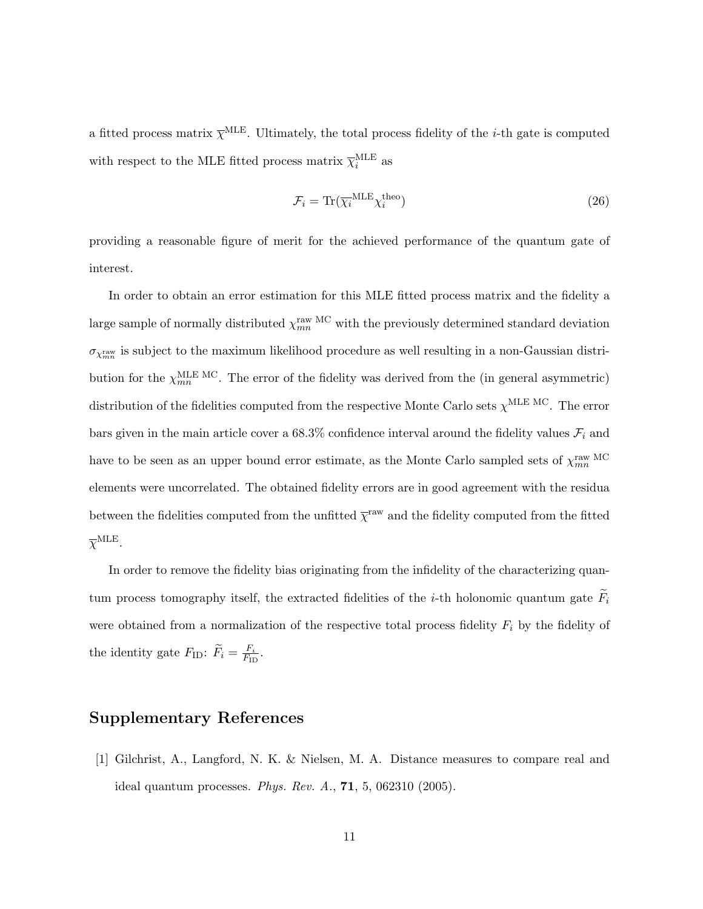a fitted process matrix $\overline{\chi}^{\mathrm{MLE}}$. Ultimately, the total process fidelity of the $i$-th gate is computed with respect to the MLE fitted process matrix $\overline{\chi}_i^{\mathrm{MLE}}$ as

$$\mathcal{F}_i = \mathrm{Tr}(\overline{\chi_i}^{\mathrm{MLE}} \chi_i^{\mathrm{theo}}) \tag{26}$$

providing a reasonable figure of merit for the achieved performance of the quantum gate of interest.

In order to obtain an error estimation for this MLE fitted process matrix and the fidelity a large sample of normally distributed $\chi_{mn}^{\mathrm{raw\ MC}}$ with the previously determined standard deviation $\sigma_{\chi_{mn}^{\mathrm{raw}}}$ is subject to the maximum likelihood procedure as well resulting in a non-Gaussian distribution for the $\chi_{mn}^{\mathrm{MLE\ MC}}$. The error of the fidelity was derived from the (in general asymmetric) distribution of the fidelities computed from the respective Monte Carlo sets $\chi^{\mathrm{MLE\ MC}}$. The error bars given in the main article cover a 68.3% confidence interval around the fidelity values $\mathcal{F}_i$ and have to be seen as an upper bound error estimate, as the Monte Carlo sampled sets of $\chi_{mn}^{\mathrm{raw\ MC}}$ elements were uncorrelated. The obtained fidelity errors are in good agreement with the residua between the fidelities computed from the unfitted $\overline{\chi}^{\mathrm{raw}}$ and the fidelity computed from the fitted $\overline{\chi}^{\mathrm{MLE}}$.

In order to remove the fidelity bias originating from the infidelity of the characterizing quantum process tomography itself, the extracted fidelities of the $i$-th holonomic quantum gate $\widetilde{F}_i$ were obtained from a normalization of the respective total process fidelity $F_i$ by the fidelity of the identity gate $F_{\mathrm{ID}}$: $\widetilde{F}_i = \frac{F_i}{F_{\mathrm{ID}}}$.

## Supplementary References

[1] Gilchrist, A., Langford, N. K. & Nielsen, M. A. Distance measures to compare real and ideal quantum processes. *Phys. Rev. A.*, **71**, 5, 062310 (2005).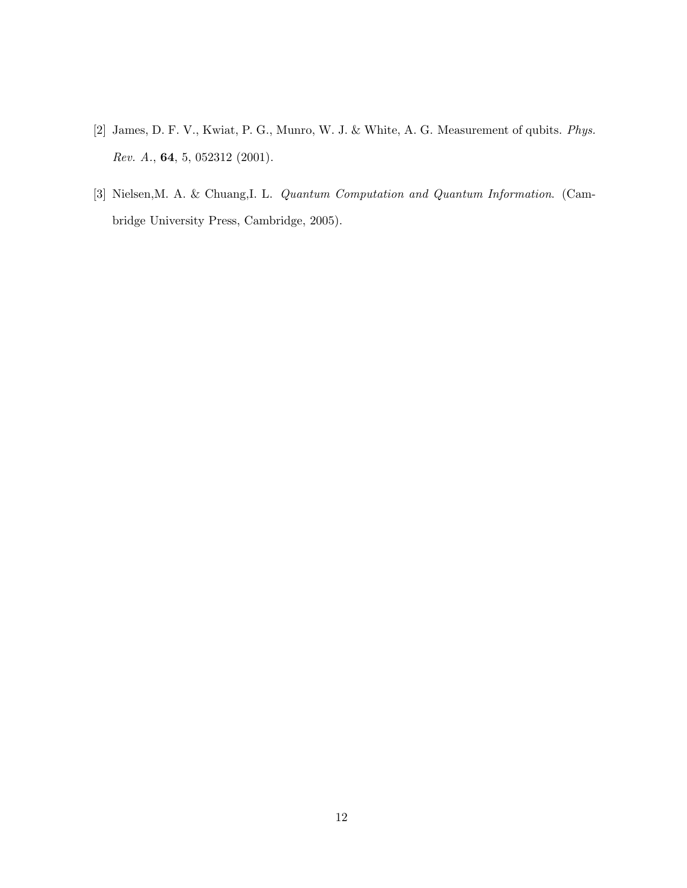[2] James, D. F. V., Kwiat, P. G., Munro, W. J. & White, A. G. Measurement of qubits. *Phys. Rev. A.*, **64**, 5, 052312 (2001).

[3] Nielsen,M. A. & Chuang,I. L. *Quantum Computation and Quantum Information.* (Cambridge University Press, Cambridge, 2005).